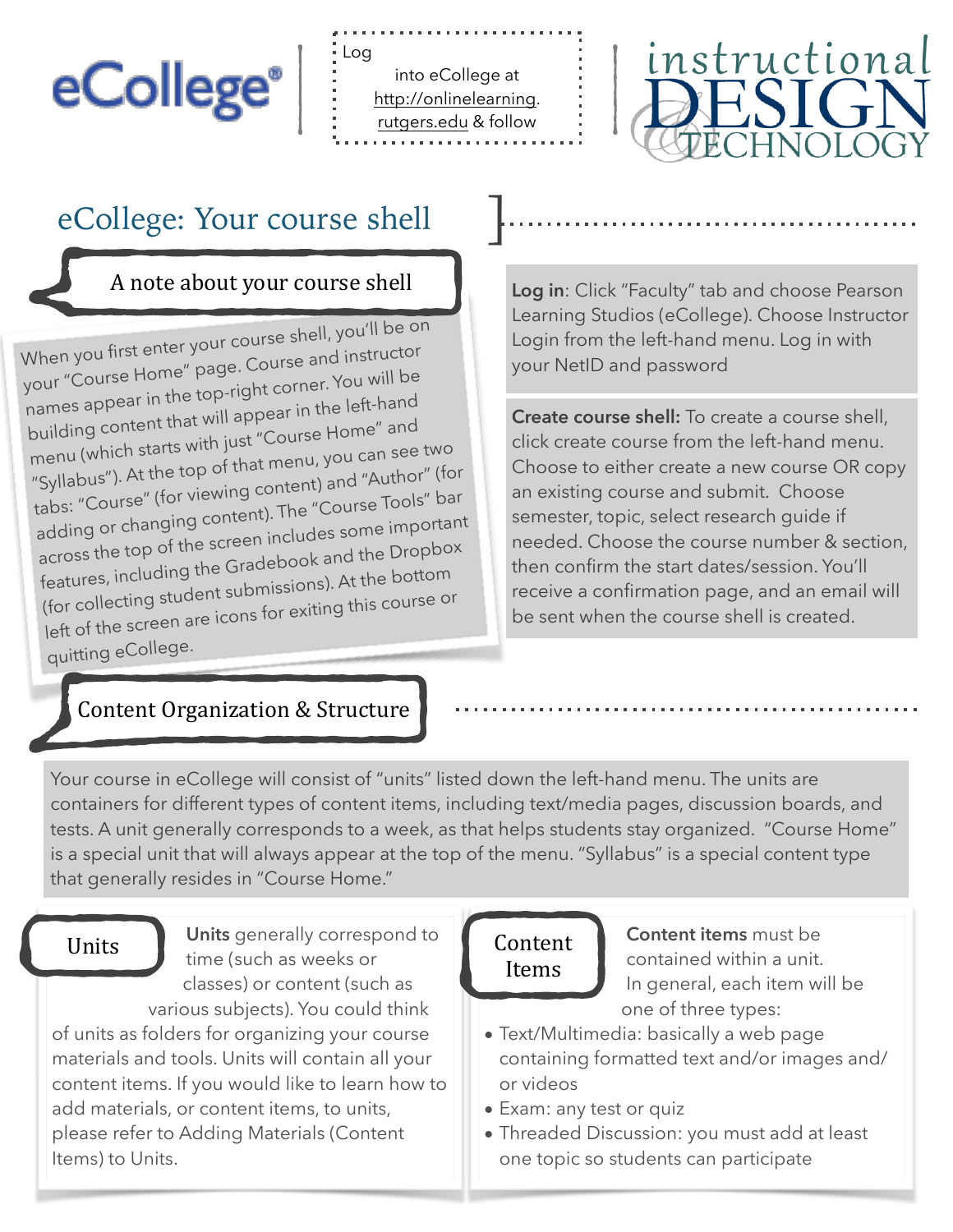Log into eCollege at http://onlinelearning.rutgers.edu & follow

# eCollege: Your course shell

## A note about your course shell

When you first enter your course shell, you'll be on your "Course Home" page. Course and instructor names appear in the top-right corner. You will be building content that will appear in the left-hand menu (which starts with just "Course Home" and "Syllabus"). At the top of that menu, you can see two tabs: "Course" (for viewing content) and "Author" (for adding or changing content). The "Course Tools" bar across the top of the screen includes some important features, including the Gradebook and the Dropbox (for collecting student submissions). At the bottom left of the screen are icons for exiting this course or quitting eCollege.

**Log in**: Click "Faculty" tab and choose Pearson Learning Studios (eCollege). Choose Instructor Login from the left-hand menu. Log in with your NetID and password

**Create course shell:** To create a course shell, click create course from the left-hand menu. Choose to either create a new course OR copy an existing course and submit. Choose semester, topic, select research guide if needed. Choose the course number & section, then confirm the start dates/session. You'll receive a confirmation page, and an email will be sent when the course shell is created.

## Content Organization & Structure

Your course in eCollege will consist of "units" listed down the left-hand menu. The units are containers for different types of content items, including text/media pages, discussion boards, and tests. A unit generally corresponds to a week, as that helps students stay organized. "Course Home" is a special unit that will always appear at the top of the menu. "Syllabus" is a special content type that generally resides in "Course Home."

### Units

**Units** generally correspond to time (such as weeks or classes) or content (such as various subjects). You could think of units as folders for organizing your course materials and tools. Units will contain all your content items. If you would like to learn how to add materials, or content items, to units, please refer to Adding Materials (Content Items) to Units.

### Content Items

**Content items** must be contained within a unit. In general, each item will be one of three types:

- Text/Multimedia: basically a web page containing formatted text and/or images and/or videos
- Exam: any test or quiz
- Threaded Discussion: you must add at least one topic so students can participate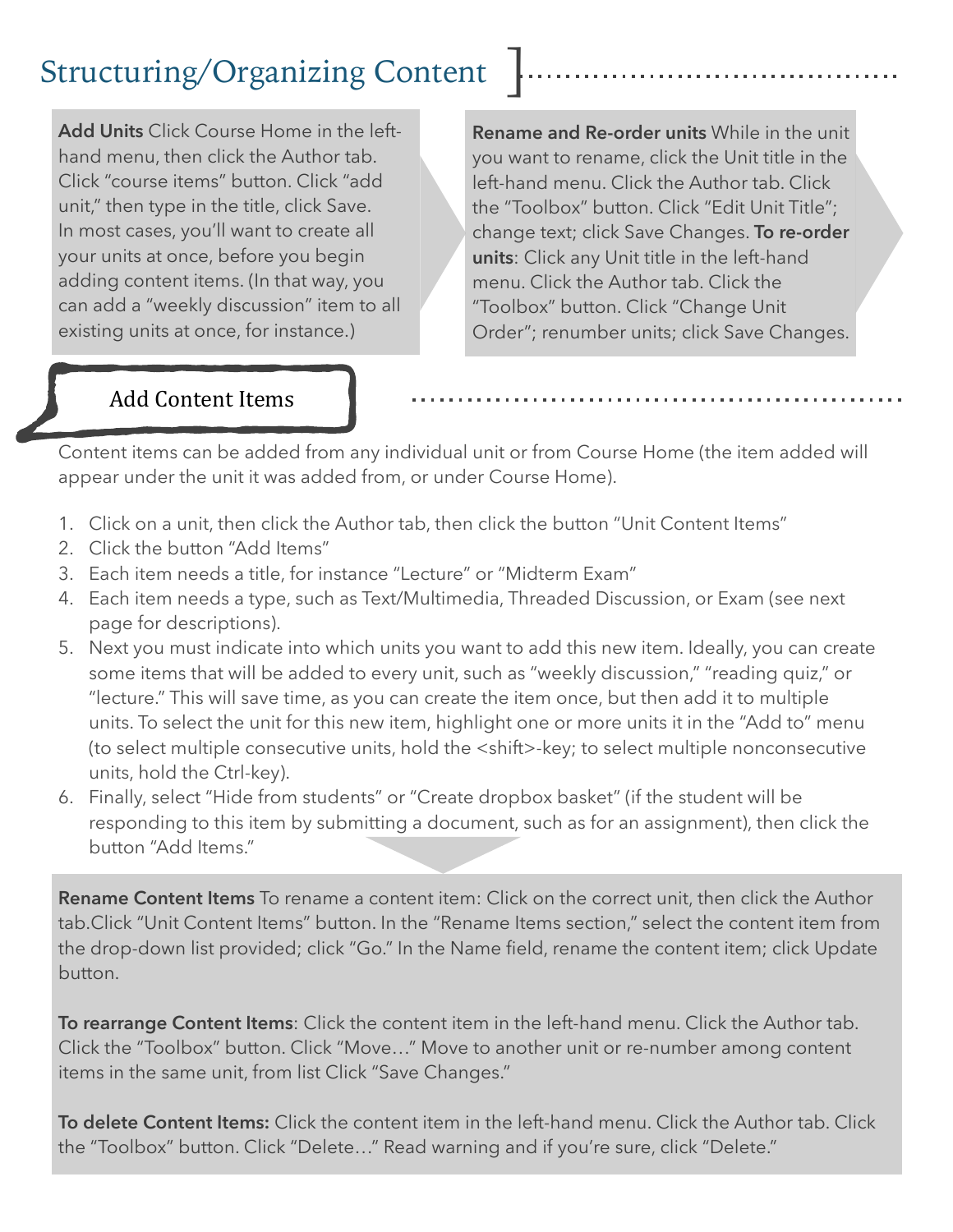# Structuring/Organizing Content

**Add Units** Click Course Home in the left-hand menu, then click the Author tab. Click "course items" button. Click "add unit," then type in the title, click Save. In most cases, you'll want to create all your units at once, before you begin adding content items. (In that way, you can add a "weekly discussion" item to all existing units at once, for instance.)

**Rename and Re-order units** While in the unit you want to rename, click the Unit title in the left-hand menu. Click the Author tab. Click the "Toolbox" button. Click "Edit Unit Title"; change text; click Save Changes. **To re-order units**: Click any Unit title in the left-hand menu. Click the Author tab. Click the "Toolbox" button. Click "Change Unit Order"; renumber units; click Save Changes.

## Add Content Items

Content items can be added from any individual unit or from Course Home (the item added will appear under the unit it was added from, or under Course Home).

1. Click on a unit, then click the Author tab, then click the button "Unit Content Items"
2. Click the button "Add Items"
3. Each item needs a title, for instance "Lecture" or "Midterm Exam"
4. Each item needs a type, such as Text/Multimedia, Threaded Discussion, or Exam (see next page for descriptions).
5. Next you must indicate into which units you want to add this new item. Ideally, you can create some items that will be added to every unit, such as "weekly discussion," "reading quiz," or "lecture." This will save time, as you can create the item once, but then add it to multiple units. To select the unit for this new item, highlight one or more units it in the "Add to" menu (to select multiple consecutive units, hold the <shift>-key; to select multiple nonconsecutive units, hold the Ctrl-key).
6. Finally, select "Hide from students" or "Create dropbox basket" (if the student will be responding to this item by submitting a document, such as for an assignment), then click the button "Add Items."

**Rename Content Items** To rename a content item: Click on the correct unit, then click the Author tab.Click "Unit Content Items" button. In the "Rename Items section," select the content item from the drop-down list provided; click "Go." In the Name field, rename the content item; click Update button.

**To rearrange Content Items**: Click the content item in the left-hand menu. Click the Author tab. Click the "Toolbox" button. Click "Move…" Move to another unit or re-number among content items in the same unit, from list Click "Save Changes."

**To delete Content Items:** Click the content item in the left-hand menu. Click the Author tab. Click the "Toolbox" button. Click "Delete…" Read warning and if you're sure, click "Delete."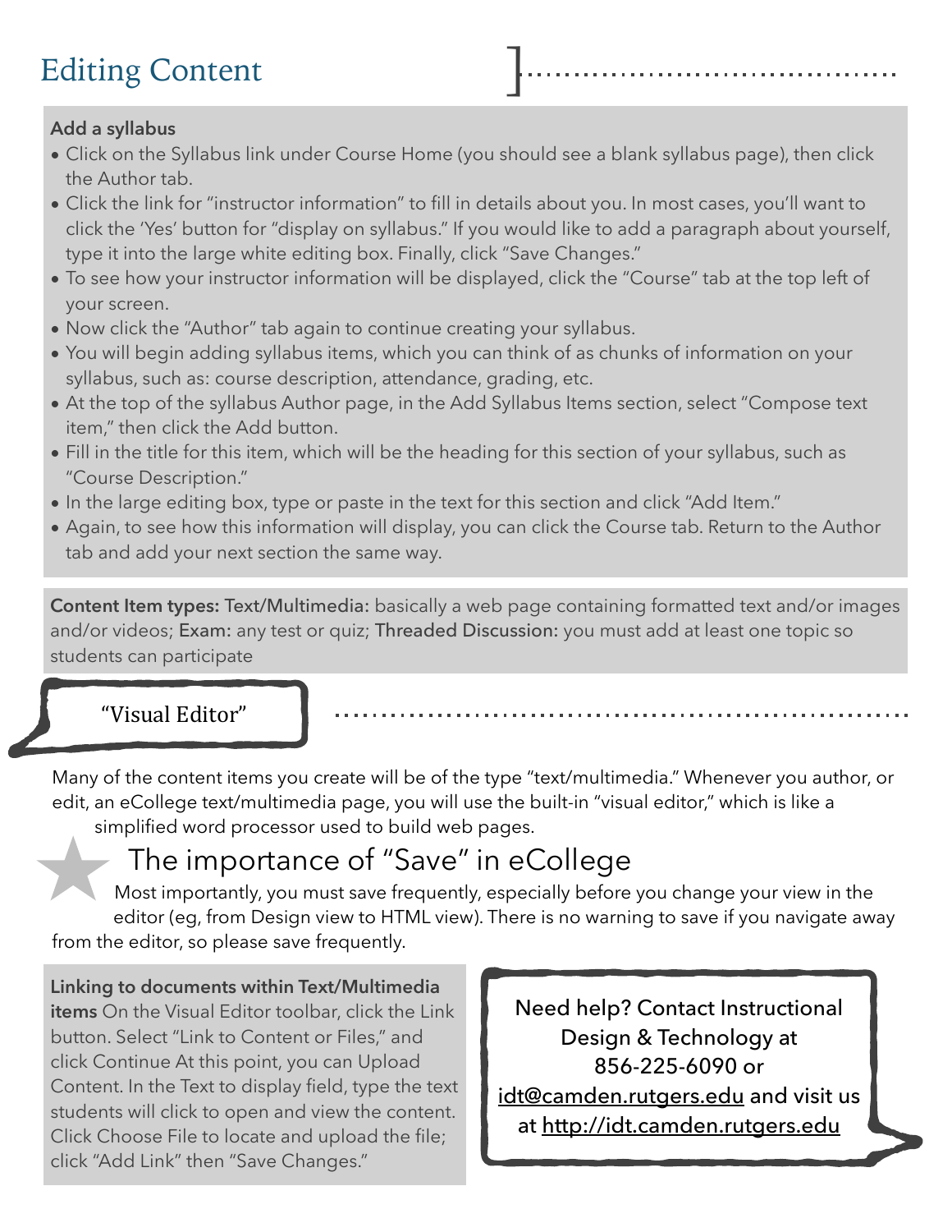# Editing Content

**Add a syllabus**

- Click on the Syllabus link under Course Home (you should see a blank syllabus page), then click the Author tab.
- Click the link for "instructor information" to fill in details about you. In most cases, you'll want to click the 'Yes' button for "display on syllabus." If you would like to add a paragraph about yourself, type it into the large white editing box. Finally, click "Save Changes."
- To see how your instructor information will be displayed, click the "Course" tab at the top left of your screen.
- Now click the "Author" tab again to continue creating your syllabus.
- You will begin adding syllabus items, which you can think of as chunks of information on your syllabus, such as: course description, attendance, grading, etc.
- At the top of the syllabus Author page, in the Add Syllabus Items section, select "Compose text item," then click the Add button.
- Fill in the title for this item, which will be the heading for this section of your syllabus, such as "Course Description."
- In the large editing box, type or paste in the text for this section and click "Add Item."
- Again, to see how this information will display, you can click the Course tab. Return to the Author tab and add your next section the same way.

**Content Item types:** Text/Multimedia: basically a web page containing formatted text and/or images and/or videos; Exam: any test or quiz; Threaded Discussion: you must add at least one topic so students can participate

## "Visual Editor"

Many of the content items you create will be of the type "text/multimedia." Whenever you author, or edit, an eCollege text/multimedia page, you will use the built-in "visual editor," which is like a simplified word processor used to build web pages.

## The importance of "Save" in eCollege

Most importantly, you must save frequently, especially before you change your view in the editor (eg, from Design view to HTML view). There is no warning to save if you navigate away from the editor, so please save frequently.

**Linking to documents within Text/Multimedia items** On the Visual Editor toolbar, click the Link button. Select "Link to Content or Files," and click Continue At this point, you can Upload Content. In the Text to display field, type the text students will click to open and view the content. Click Choose File to locate and upload the file; click "Add Link" then "Save Changes."

Need help? Contact Instructional Design & Technology at 856-225-6090 or idt@camden.rutgers.edu and visit us at http://idt.camden.rutgers.edu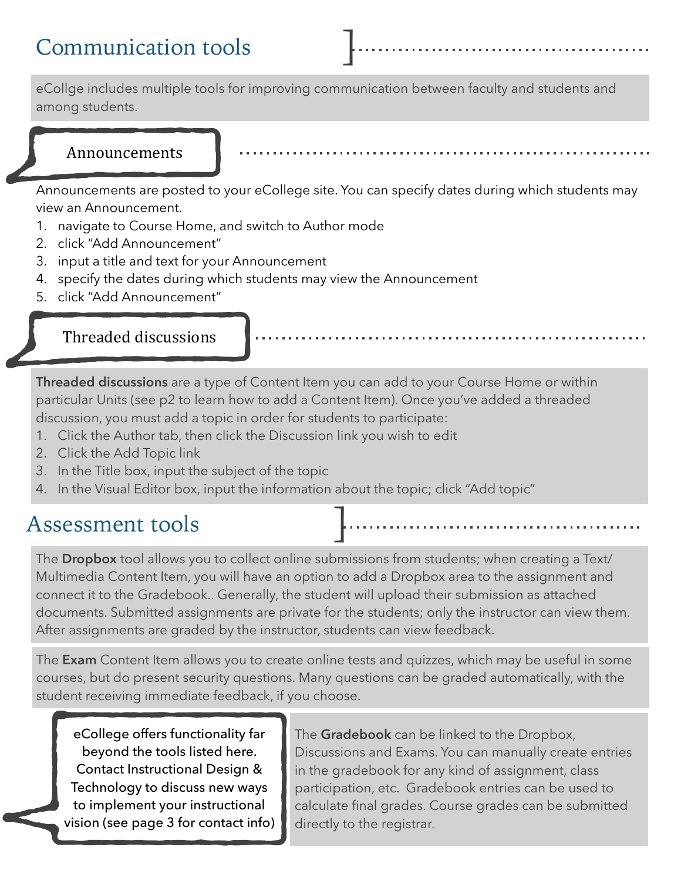# Communication tools

eCollge includes multiple tools for improving communication between faculty and students and among students.

## Announcements

Announcements are posted to your eCollege site. You can specify dates during which students may view an Announcement.

1. navigate to Course Home, and switch to Author mode
2. click "Add Announcement"
3. input a title and text for your Announcement
4. specify the dates during which students may view the Announcement
5. click "Add Announcement"

## Threaded discussions

**Threaded discussions** are a type of Content Item you can add to your Course Home or within particular Units (see p2 to learn how to add a Content Item). Once you've added a threaded discussion, you must add a topic in order for students to participate:

1. Click the Author tab, then click the Discussion link you wish to edit
2. Click the Add Topic link
3. In the Title box, input the subject of the topic
4. In the Visual Editor box, input the information about the topic; click "Add topic"

# Assessment tools

The **Dropbox** tool allows you to collect online submissions from students; when creating a Text/Multimedia Content Item, you will have an option to add a Dropbox area to the assignment and connect it to the Gradebook.. Generally, the student will upload their submission as attached documents. Submitted assignments are private for the students; only the instructor can view them. After assignments are graded by the instructor, students can view feedback.

The **Exam** Content Item allows you to create online tests and quizzes, which may be useful in some courses, but do present security questions. Many questions can be graded automatically, with the student receiving immediate feedback, if you choose.

eCollege offers functionality far beyond the tools listed here. Contact Instructional Design & Technology to discuss new ways to implement your instructional vision (see page 3 for contact info)

The **Gradebook** can be linked to the Dropbox, Discussions and Exams. You can manually create entries in the gradebook for any kind of assignment, class participation, etc. Gradebook entries can be used to calculate final grades. Course grades can be submitted directly to the registrar.